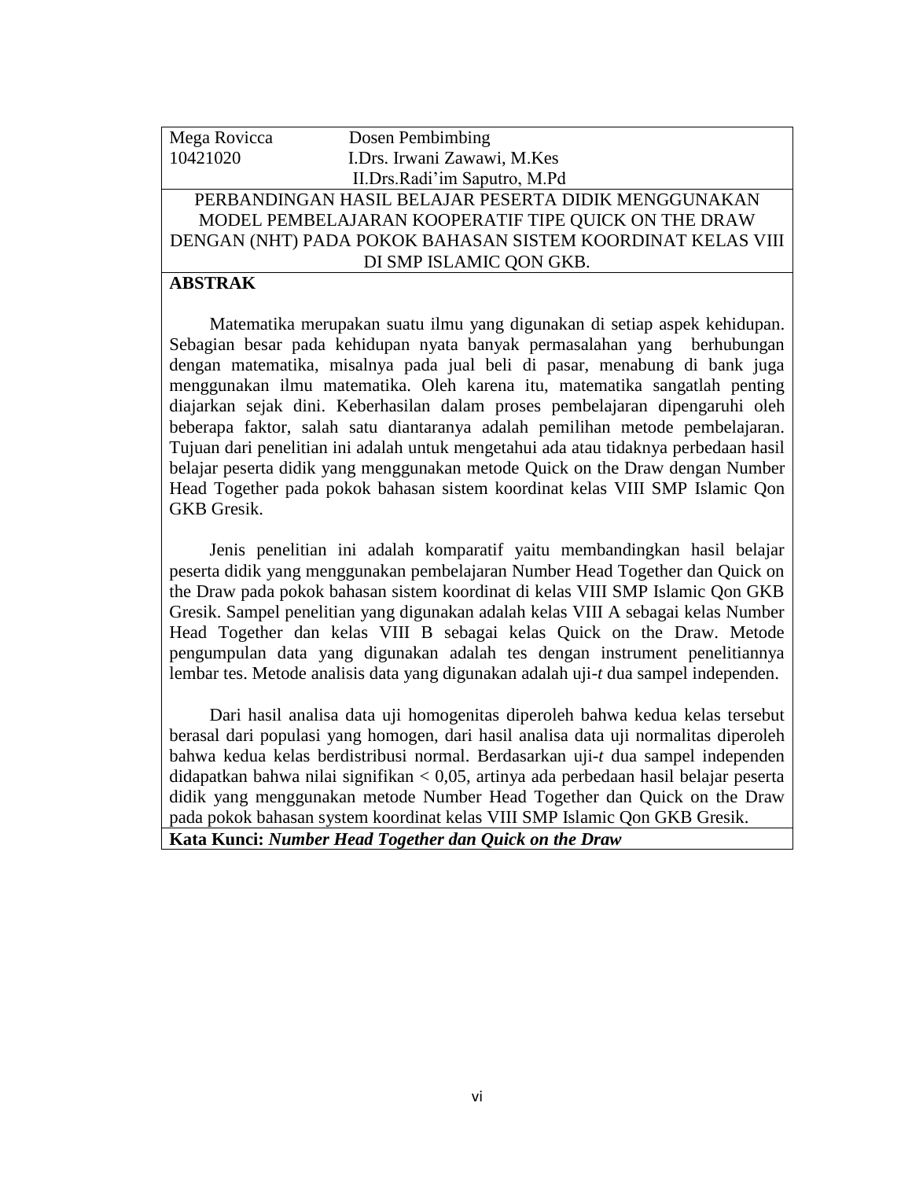| Mega Rovicca | Dosen Pembimbing |
| --- | --- |
| 10421020 | I.Drs. Irwani Zawawi, M.Kes |
| | II.Drs.Radi'im Saputro, M.Pd |

PERBANDINGAN HASIL BELAJAR PESERTA DIDIK MENGGUNAKAN MODEL PEMBELAJARAN KOOPERATIF TIPE QUICK ON THE DRAW DENGAN (NHT) PADA POKOK BAHASAN SISTEM KOORDINAT KELAS VIII DI SMP ISLAMIC QON GKB.

**ABSTRAK**

Matematika merupakan suatu ilmu yang digunakan di setiap aspek kehidupan. Sebagian besar pada kehidupan nyata banyak permasalahan yang berhubungan dengan matematika, misalnya pada jual beli di pasar, menabung di bank juga menggunakan ilmu matematika. Oleh karena itu, matematika sangatlah penting diajarkan sejak dini. Keberhasilan dalam proses pembelajaran dipengaruhi oleh beberapa faktor, salah satu diantaranya adalah pemilihan metode pembelajaran. Tujuan dari penelitian ini adalah untuk mengetahui ada atau tidaknya perbedaan hasil belajar peserta didik yang menggunakan metode Quick on the Draw dengan Number Head Together pada pokok bahasan sistem koordinat kelas VIII SMP Islamic Qon GKB Gresik.

Jenis penelitian ini adalah komparatif yaitu membandingkan hasil belajar peserta didik yang menggunakan pembelajaran Number Head Together dan Quick on the Draw pada pokok bahasan sistem koordinat di kelas VIII SMP Islamic Qon GKB Gresik. Sampel penelitian yang digunakan adalah kelas VIII A sebagai kelas Number Head Together dan kelas VIII B sebagai kelas Quick on the Draw. Metode pengumpulan data yang digunakan adalah tes dengan instrument penelitiannya lembar tes. Metode analisis data yang digunakan adalah uji-*t* dua sampel independen.

Dari hasil analisa data uji homogenitas diperoleh bahwa kedua kelas tersebut berasal dari populasi yang homogen, dari hasil analisa data uji normalitas diperoleh bahwa kedua kelas berdistribusi normal. Berdasarkan uji-*t* dua sampel independen didapatkan bahwa nilai signifikan $< 0,05$, artinya ada perbedaan hasil belajar peserta didik yang menggunakan metode Number Head Together dan Quick on the Draw pada pokok bahasan system koordinat kelas VIII SMP Islamic Qon GKB Gresik.

**Kata Kunci:** ***Number Head Together dan Quick on the Draw***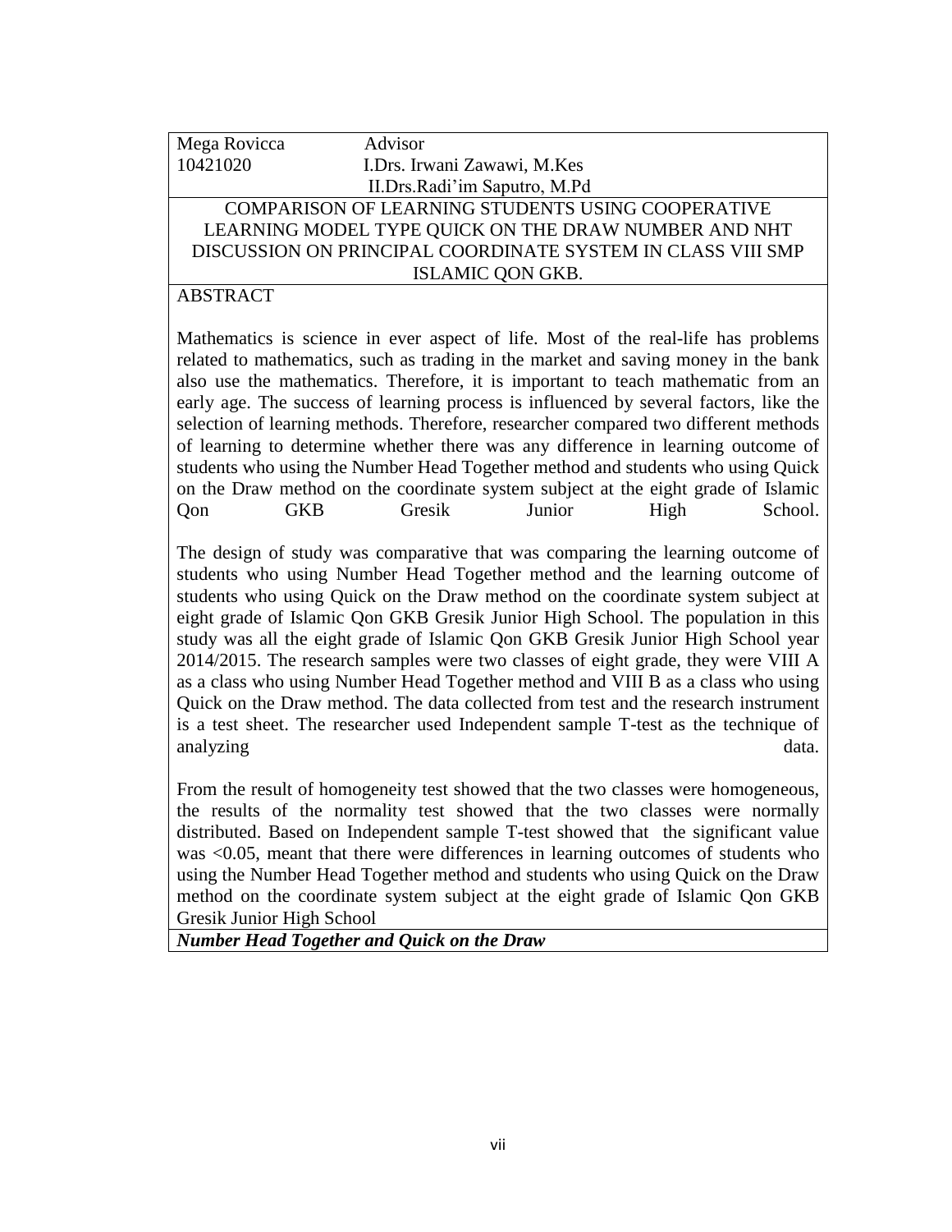| | |
|---|---|
| Mega Rovicca<br>10421020 | Advisor<br>I.Drs. Irwani Zawawi, M.Kes<br>II.Drs.Radi'im Saputro, M.Pd |

COMPARISON OF LEARNING STUDENTS USING COOPERATIVE LEARNING MODEL TYPE QUICK ON THE DRAW NUMBER AND NHT DISCUSSION ON PRINCIPAL COORDINATE SYSTEM IN CLASS VIII SMP ISLAMIC QON GKB.

ABSTRACT

Mathematics is science in ever aspect of life. Most of the real-life has problems related to mathematics, such as trading in the market and saving money in the bank also use the mathematics. Therefore, it is important to teach mathematic from an early age. The success of learning process is influenced by several factors, like the selection of learning methods. Therefore, researcher compared two different methods of learning to determine whether there was any difference in learning outcome of students who using the Number Head Together method and students who using Quick on the Draw method on the coordinate system subject at the eight grade of Islamic Qon GKB Gresik Junior High School.

The design of study was comparative that was comparing the learning outcome of students who using Number Head Together method and the learning outcome of students who using Quick on the Draw method on the coordinate system subject at eight grade of Islamic Qon GKB Gresik Junior High School. The population in this study was all the eight grade of Islamic Qon GKB Gresik Junior High School year 2014/2015. The research samples were two classes of eight grade, they were VIII A as a class who using Number Head Together method and VIII B as a class who using Quick on the Draw method. The data collected from test and the research instrument is a test sheet. The researcher used Independent sample T-test as the technique of analyzing data.

From the result of homogeneity test showed that the two classes were homogeneous, the results of the normality test showed that the two classes were normally distributed. Based on Independent sample T-test showed that the significant value was $<0.05$, meant that there were differences in learning outcomes of students who using the Number Head Together method and students who using Quick on the Draw method on the coordinate system subject at the eight grade of Islamic Qon GKB Gresik Junior High School

***Number Head Together and Quick on the Draw***